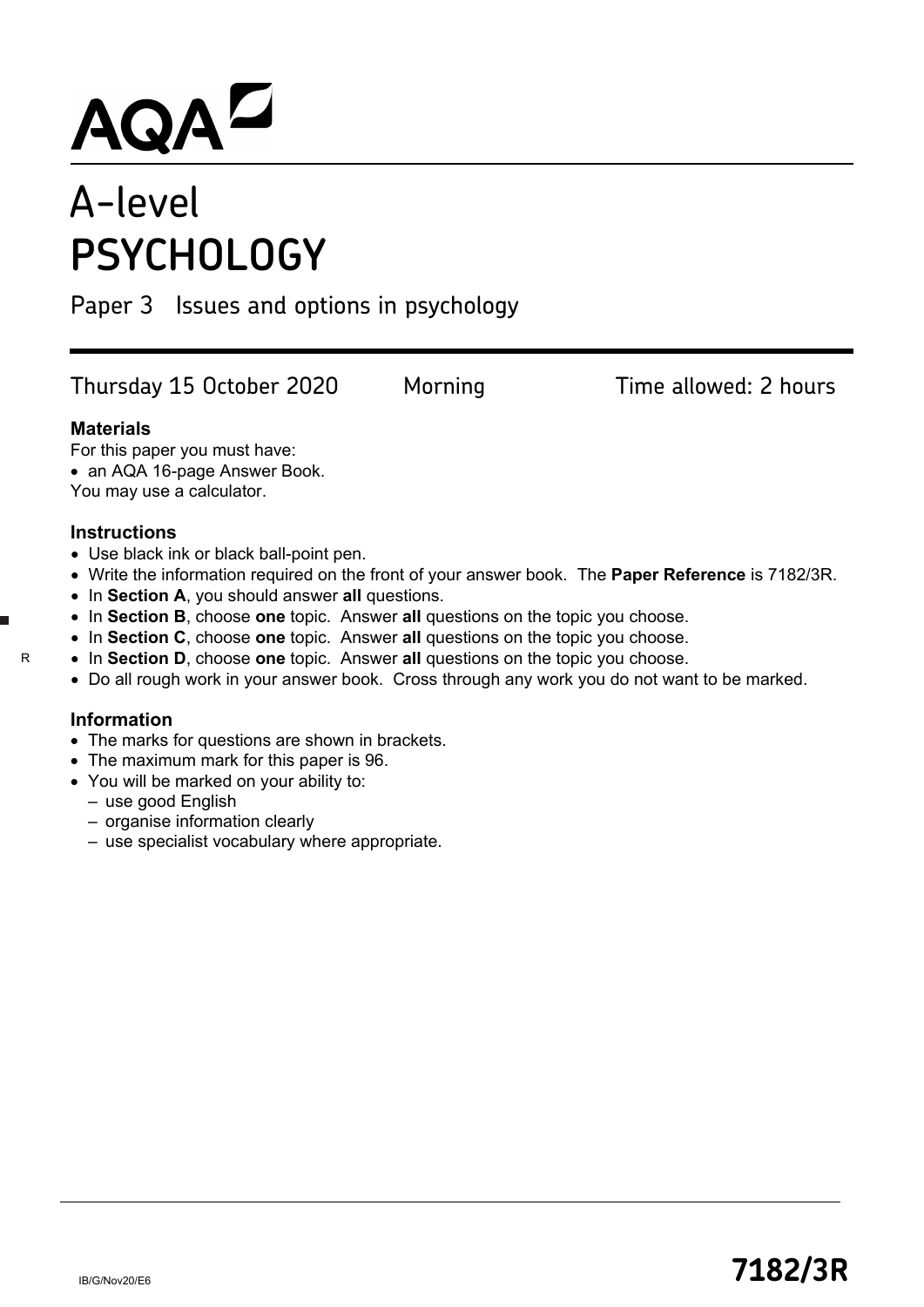AQA

# A-level
# PSYCHOLOGY

Paper 3 Issues and options in psychology

Thursday 15 October 2020 Morning Time allowed: 2 hours

**Materials**

For this paper you must have:

- an AQA 16-page Answer Book.

You may use a calculator.

**Instructions**

- Use black ink or black ball-point pen.
- Write the information required on the front of your answer book. The **Paper Reference** is 7182/3R.
- In **Section A**, you should answer **all** questions.
- In **Section B**, choose **one** topic. Answer **all** questions on the topic you choose.
- In **Section C**, choose **one** topic. Answer **all** questions on the topic you choose.
- In **Section D**, choose **one** topic. Answer **all** questions on the topic you choose.
- Do all rough work in your answer book. Cross through any work you do not want to be marked.

**Information**

- The marks for questions are shown in brackets.
- The maximum mark for this paper is 96.
- You will be marked on your ability to:
  - use good English
  - organise information clearly
  - use specialist vocabulary where appropriate.

IB/G/Nov20/E6

**7182/3R**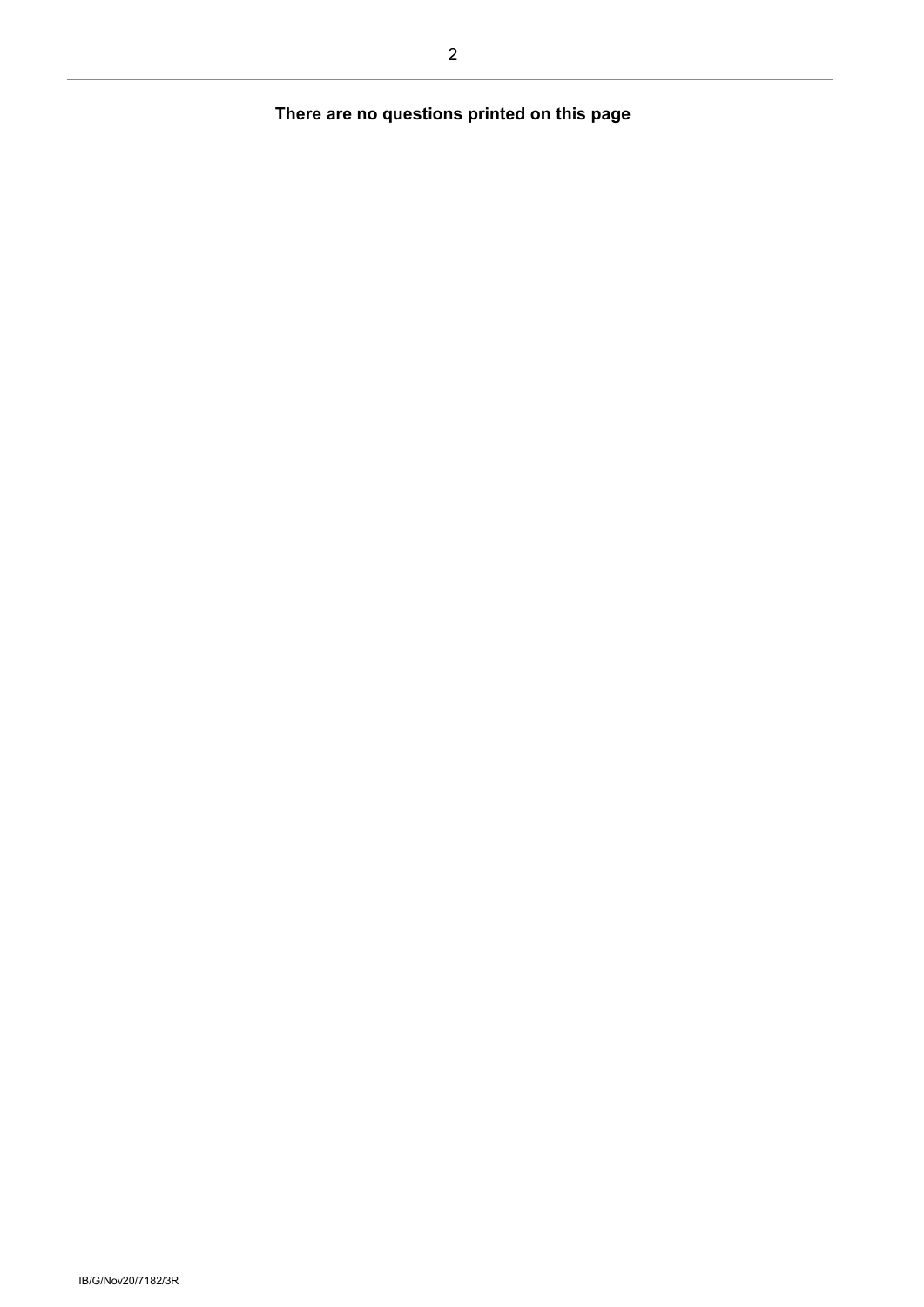**There are no questions printed on this page**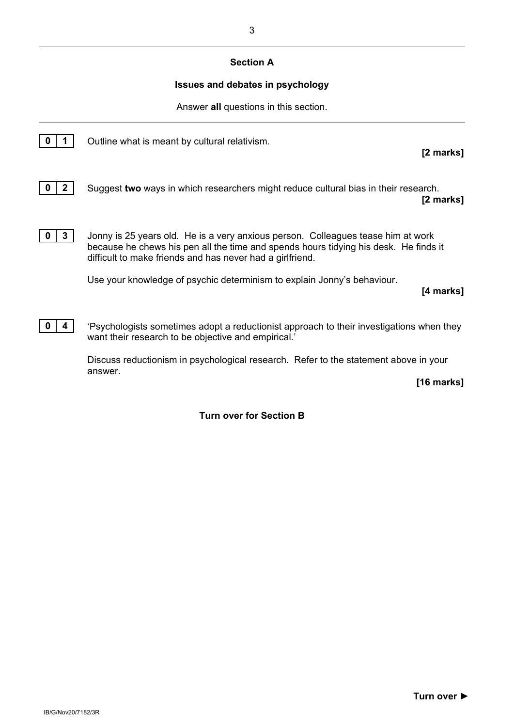## Section A

### Issues and debates in psychology

Answer **all** questions in this section.

---

**0 1** Outline what is meant by cultural relativism.

**[2 marks]**

**0 2** Suggest **two** ways in which researchers might reduce cultural bias in their research.

**[2 marks]**

**0 3** Jonny is 25 years old. He is a very anxious person. Colleagues tease him at work because he chews his pen all the time and spends hours tidying his desk. He finds it difficult to make friends and has never had a girlfriend.

Use your knowledge of psychic determinism to explain Jonny's behaviour.

**[4 marks]**

**0 4** 'Psychologists sometimes adopt a reductionist approach to their investigations when they want their research to be objective and empirical.'

Discuss reductionism in psychological research. Refer to the statement above in your answer.

**[16 marks]**

**Turn over for Section B**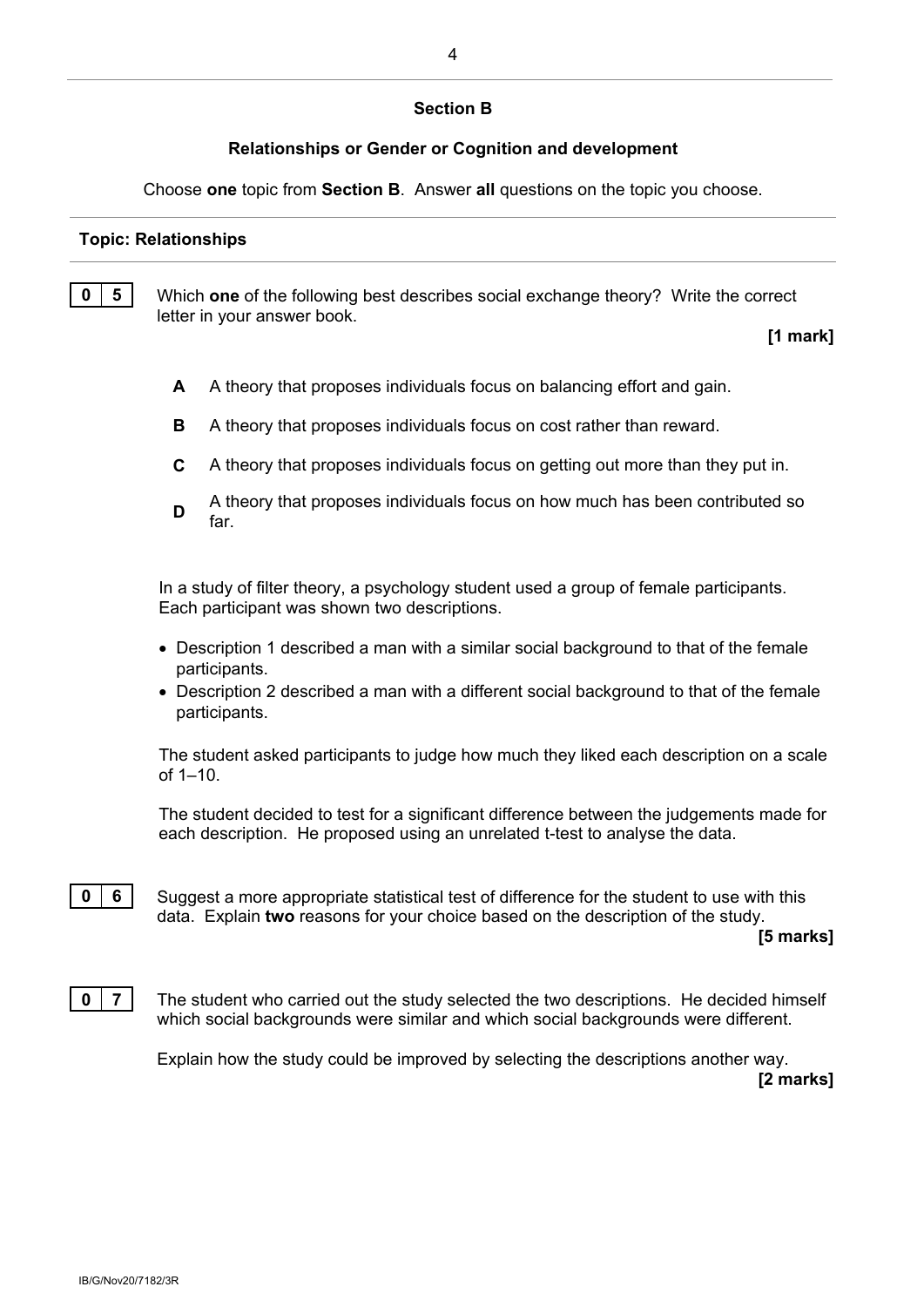## Section B

### Relationships or Gender or Cognition and development

Choose **one** topic from **Section B**. Answer **all** questions on the topic you choose.

---

**Topic: Relationships**

---

**0 5** Which **one** of the following best describes social exchange theory? Write the correct letter in your answer book.

**[1 mark]**

**A** A theory that proposes individuals focus on balancing effort and gain.

**B** A theory that proposes individuals focus on cost rather than reward.

**C** A theory that proposes individuals focus on getting out more than they put in.

**D** A theory that proposes individuals focus on how much has been contributed so far.

In a study of filter theory, a psychology student used a group of female participants. Each participant was shown two descriptions.

- Description 1 described a man with a similar social background to that of the female participants.
- Description 2 described a man with a different social background to that of the female participants.

The student asked participants to judge how much they liked each description on a scale of 1–10.

The student decided to test for a significant difference between the judgements made for each description. He proposed using an unrelated t-test to analyse the data.

**0 6** Suggest a more appropriate statistical test of difference for the student to use with this data. Explain **two** reasons for your choice based on the description of the study.

**[5 marks]**

**0 7** The student who carried out the study selected the two descriptions. He decided himself which social backgrounds were similar and which social backgrounds were different.

Explain how the study could be improved by selecting the descriptions another way.

**[2 marks]**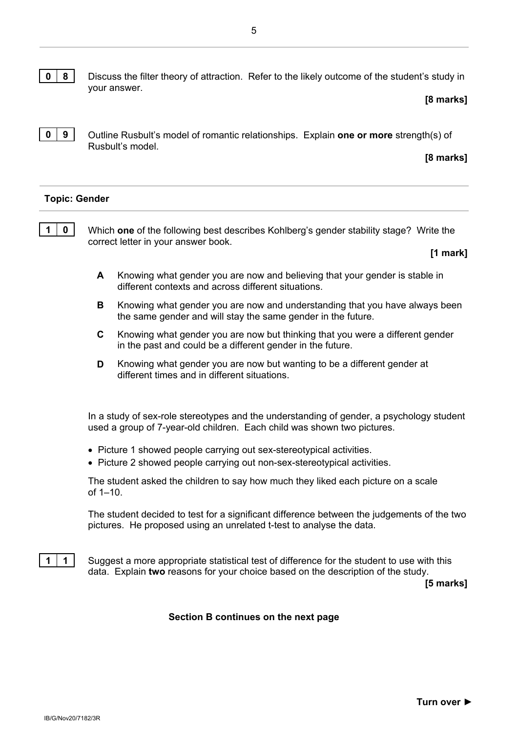**0 8** Discuss the filter theory of attraction. Refer to the likely outcome of the student's study in your answer.

**[8 marks]**

**0 9** Outline Rusbult's model of romantic relationships. Explain **one or more** strength(s) of Rusbult's model.

**[8 marks]**

---

**Topic: Gender**

---

**1 0** Which **one** of the following best describes Kohlberg's gender stability stage? Write the correct letter in your answer book.

**[1 mark]**

**A** Knowing what gender you are now and believing that your gender is stable in different contexts and across different situations.

**B** Knowing what gender you are now and understanding that you have always been the same gender and will stay the same gender in the future.

**C** Knowing what gender you are now but thinking that you were a different gender in the past and could be a different gender in the future.

**D** Knowing what gender you are now but wanting to be a different gender at different times and in different situations.

In a study of sex-role stereotypes and the understanding of gender, a psychology student used a group of 7-year-old children. Each child was shown two pictures.

- Picture 1 showed people carrying out sex-stereotypical activities.
- Picture 2 showed people carrying out non-sex-stereotypical activities.

The student asked the children to say how much they liked each picture on a scale of 1–10.

The student decided to test for a significant difference between the judgements of the two pictures. He proposed using an unrelated t-test to analyse the data.

**1 1** Suggest a more appropriate statistical test of difference for the student to use with this data. Explain **two** reasons for your choice based on the description of the study.

**[5 marks]**

**Section B continues on the next page**

**Turn over ►**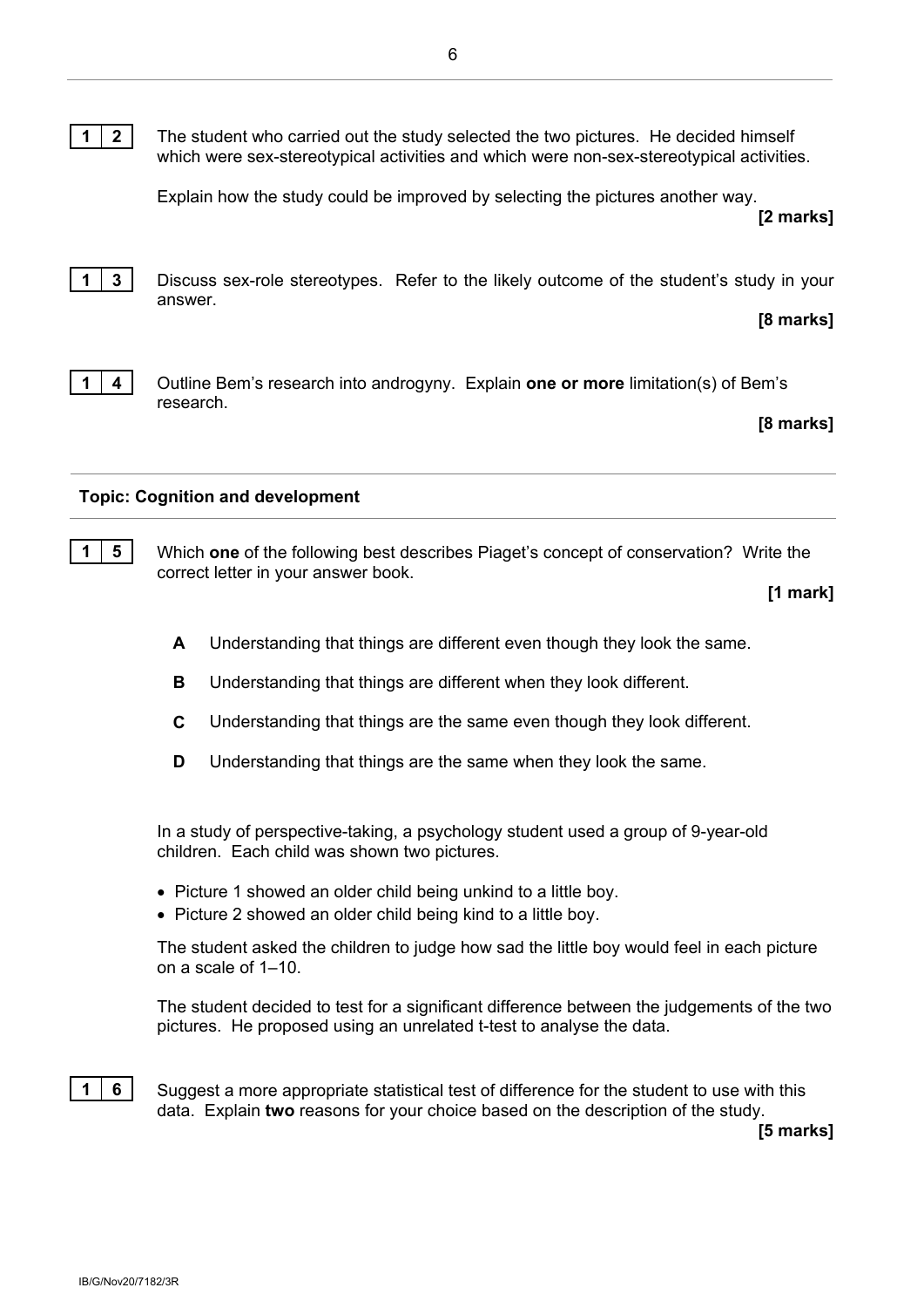**1 2** The student who carried out the study selected the two pictures. He decided himself which were sex-stereotypical activities and which were non-sex-stereotypical activities.

Explain how the study could be improved by selecting the pictures another way.

**[2 marks]**

**1 3** Discuss sex-role stereotypes. Refer to the likely outcome of the student's study in your answer.

**[8 marks]**

**1 4** Outline Bem's research into androgyny. Explain **one or more** limitation(s) of Bem's research.

**[8 marks]**

---

### Topic: Cognition and development

---

**1 5** Which **one** of the following best describes Piaget's concept of conservation? Write the correct letter in your answer book.

**[1 mark]**

**A** Understanding that things are different even though they look the same.

**B** Understanding that things are different when they look different.

**C** Understanding that things are the same even though they look different.

**D** Understanding that things are the same when they look the same.

In a study of perspective-taking, a psychology student used a group of 9-year-old children. Each child was shown two pictures.

- Picture 1 showed an older child being unkind to a little boy.
- Picture 2 showed an older child being kind to a little boy.

The student asked the children to judge how sad the little boy would feel in each picture on a scale of 1–10.

The student decided to test for a significant difference between the judgements of the two pictures. He proposed using an unrelated t-test to analyse the data.

**1 6** Suggest a more appropriate statistical test of difference for the student to use with this data. Explain **two** reasons for your choice based on the description of the study.

**[5 marks]**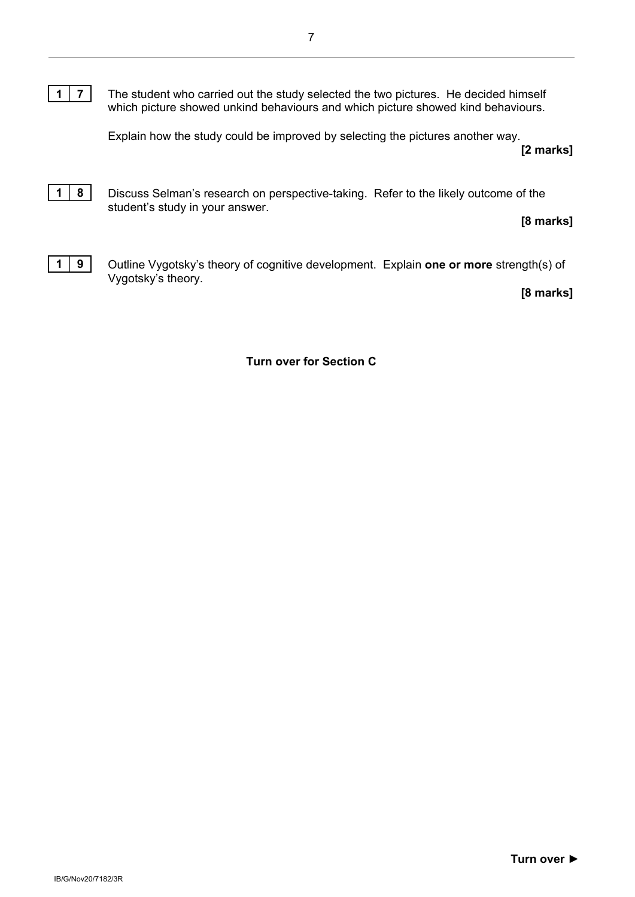**1 7** The student who carried out the study selected the two pictures. He decided himself which picture showed unkind behaviours and which picture showed kind behaviours.

Explain how the study could be improved by selecting the pictures another way.

**[2 marks]**

**1 8** Discuss Selman's research on perspective-taking. Refer to the likely outcome of the student's study in your answer.

**[8 marks]**

**1 9** Outline Vygotsky's theory of cognitive development. Explain **one or more** strength(s) of Vygotsky's theory.

**[8 marks]**

**Turn over for Section C**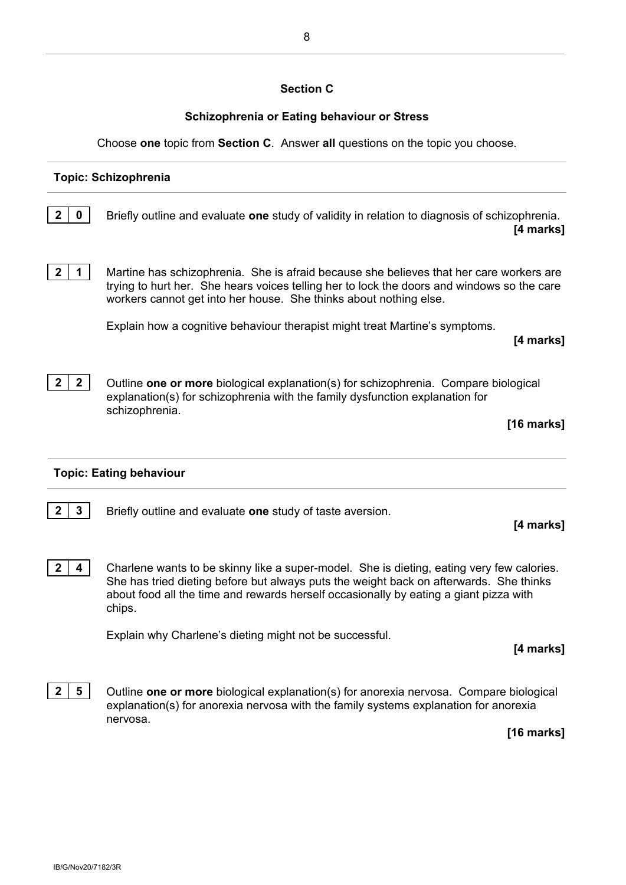## Section C

### Schizophrenia or Eating behaviour or Stress

Choose **one** topic from **Section C**. Answer **all** questions on the topic you choose.

---

### Topic: Schizophrenia

---

**2 0** Briefly outline and evaluate **one** study of validity in relation to diagnosis of schizophrenia. **[4 marks]**

**2 1** Martine has schizophrenia. She is afraid because she believes that her care workers are trying to hurt her. She hears voices telling her to lock the doors and windows so the care workers cannot get into her house. She thinks about nothing else.

Explain how a cognitive behaviour therapist might treat Martine's symptoms.

**[4 marks]**

**2 2** Outline **one or more** biological explanation(s) for schizophrenia. Compare biological explanation(s) for schizophrenia with the family dysfunction explanation for schizophrenia.

**[16 marks]**

---

### Topic: Eating behaviour

---

**2 3** Briefly outline and evaluate **one** study of taste aversion.

**[4 marks]**

**2 4** Charlene wants to be skinny like a super-model. She is dieting, eating very few calories. She has tried dieting before but always puts the weight back on afterwards. She thinks about food all the time and rewards herself occasionally by eating a giant pizza with chips.

Explain why Charlene's dieting might not be successful.

**[4 marks]**

**2 5** Outline **one or more** biological explanation(s) for anorexia nervosa. Compare biological explanation(s) for anorexia nervosa with the family systems explanation for anorexia nervosa.

**[16 marks]**

IB/G/Nov20/7182/3R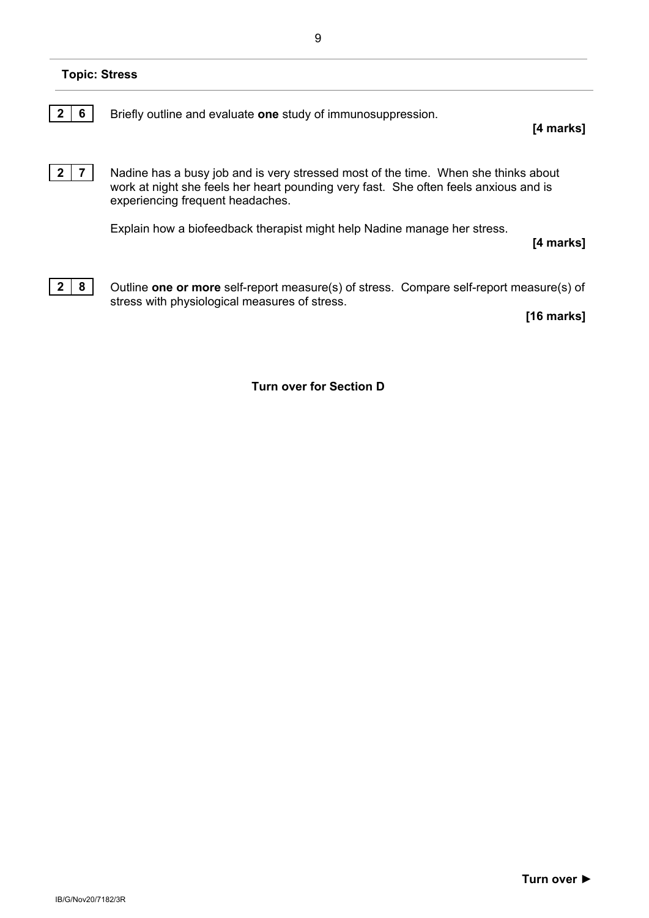**Topic: Stress**

**2 6** Briefly outline and evaluate **one** study of immunosuppression.

**[4 marks]**

**2 7** Nadine has a busy job and is very stressed most of the time. When she thinks about work at night she feels her heart pounding very fast. She often feels anxious and is experiencing frequent headaches.

Explain how a biofeedback therapist might help Nadine manage her stress.

**[4 marks]**

**2 8** Outline **one or more** self-report measure(s) of stress. Compare self-report measure(s) of stress with physiological measures of stress.

**[16 marks]**

**Turn over for Section D**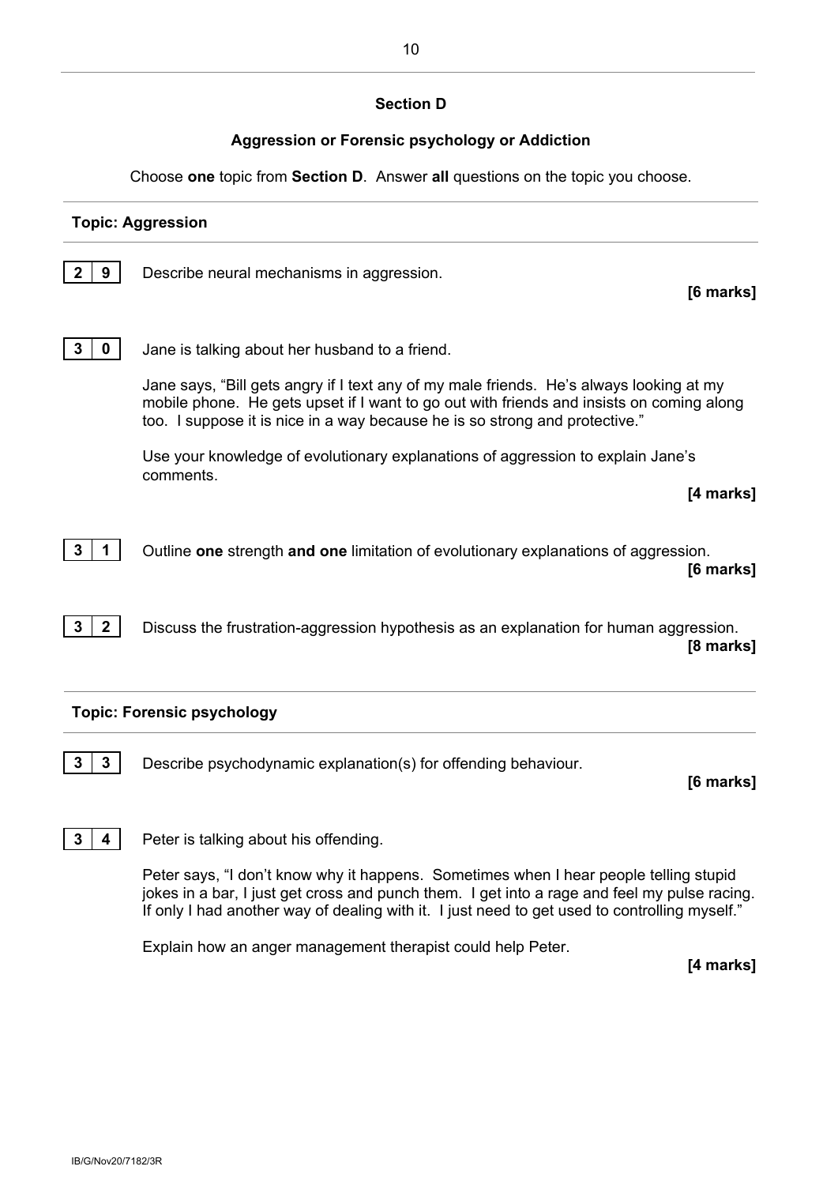## Section D

### Aggression or Forensic psychology or Addiction

Choose **one** topic from **Section D**. Answer **all** questions on the topic you choose.

---

**Topic: Aggression**

---

**2 9** Describe neural mechanisms in aggression.

**[6 marks]**

**3 0** Jane is talking about her husband to a friend.

Jane says, "Bill gets angry if I text any of my male friends. He's always looking at my mobile phone. He gets upset if I want to go out with friends and insists on coming along too. I suppose it is nice in a way because he is so strong and protective."

Use your knowledge of evolutionary explanations of aggression to explain Jane's comments.

**[4 marks]**

**3 1** Outline **one** strength **and one** limitation of evolutionary explanations of aggression.

**[6 marks]**

**3 2** Discuss the frustration-aggression hypothesis as an explanation for human aggression.

**[8 marks]**

---

**Topic: Forensic psychology**

---

**3 3** Describe psychodynamic explanation(s) for offending behaviour.

**[6 marks]**

**3 4** Peter is talking about his offending.

Peter says, "I don't know why it happens. Sometimes when I hear people telling stupid jokes in a bar, I just get cross and punch them. I get into a rage and feel my pulse racing. If only I had another way of dealing with it. I just need to get used to controlling myself."

Explain how an anger management therapist could help Peter.

**[4 marks]**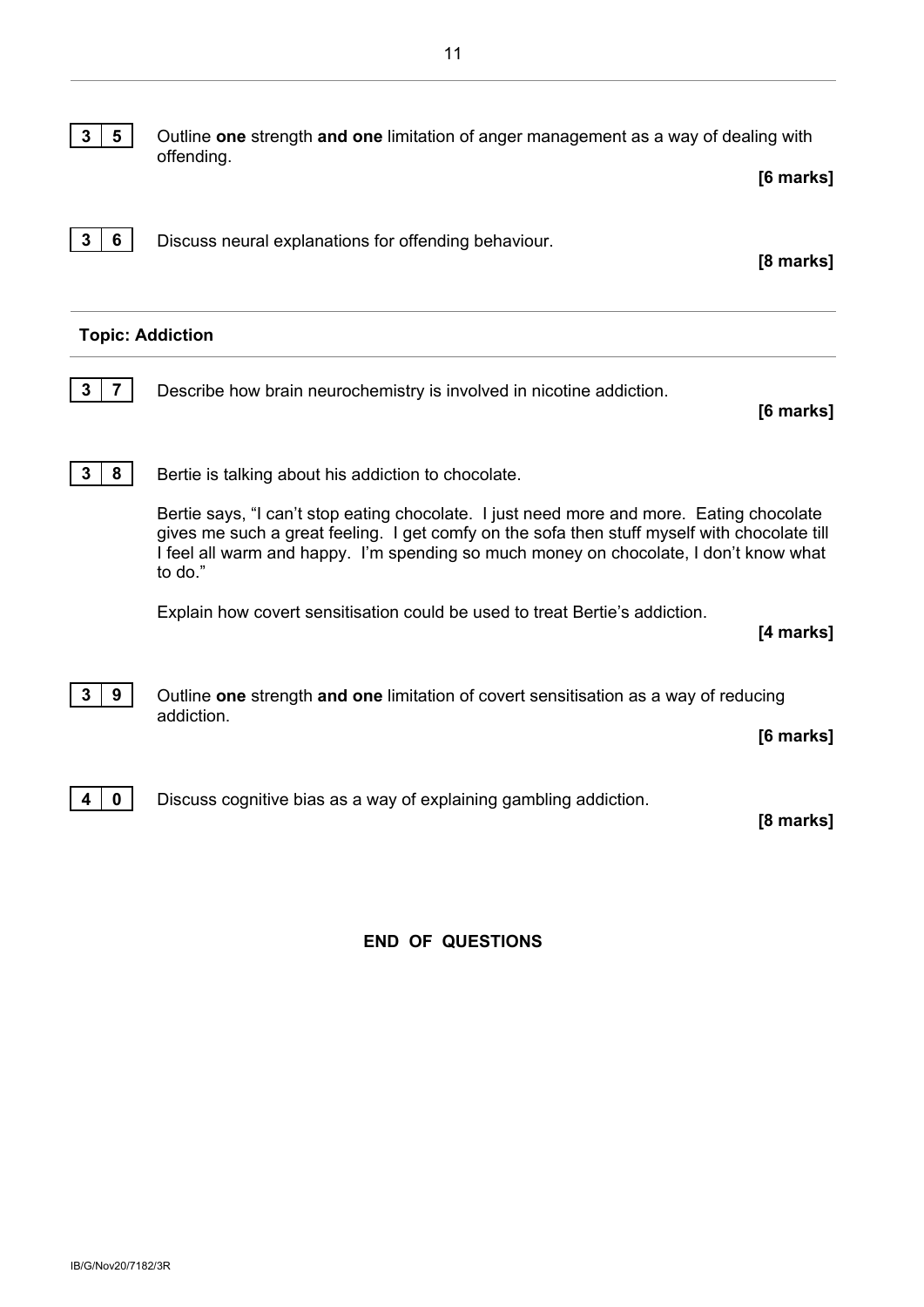**3 5** Outline **one** strength **and one** limitation of anger management as a way of dealing with offending.

**[6 marks]**

**3 6** Discuss neural explanations for offending behaviour.

**[8 marks]**

---

**Topic: Addiction**

---

**3 7** Describe how brain neurochemistry is involved in nicotine addiction.

**[6 marks]**

**3 8** Bertie is talking about his addiction to chocolate.

Bertie says, "I can't stop eating chocolate. I just need more and more. Eating chocolate gives me such a great feeling. I get comfy on the sofa then stuff myself with chocolate till I feel all warm and happy. I'm spending so much money on chocolate, I don't know what to do."

Explain how covert sensitisation could be used to treat Bertie's addiction.

**[4 marks]**

**3 9** Outline **one** strength **and one** limitation of covert sensitisation as a way of reducing addiction.

**[6 marks]**

**4 0** Discuss cognitive bias as a way of explaining gambling addiction.

**[8 marks]**

**END OF QUESTIONS**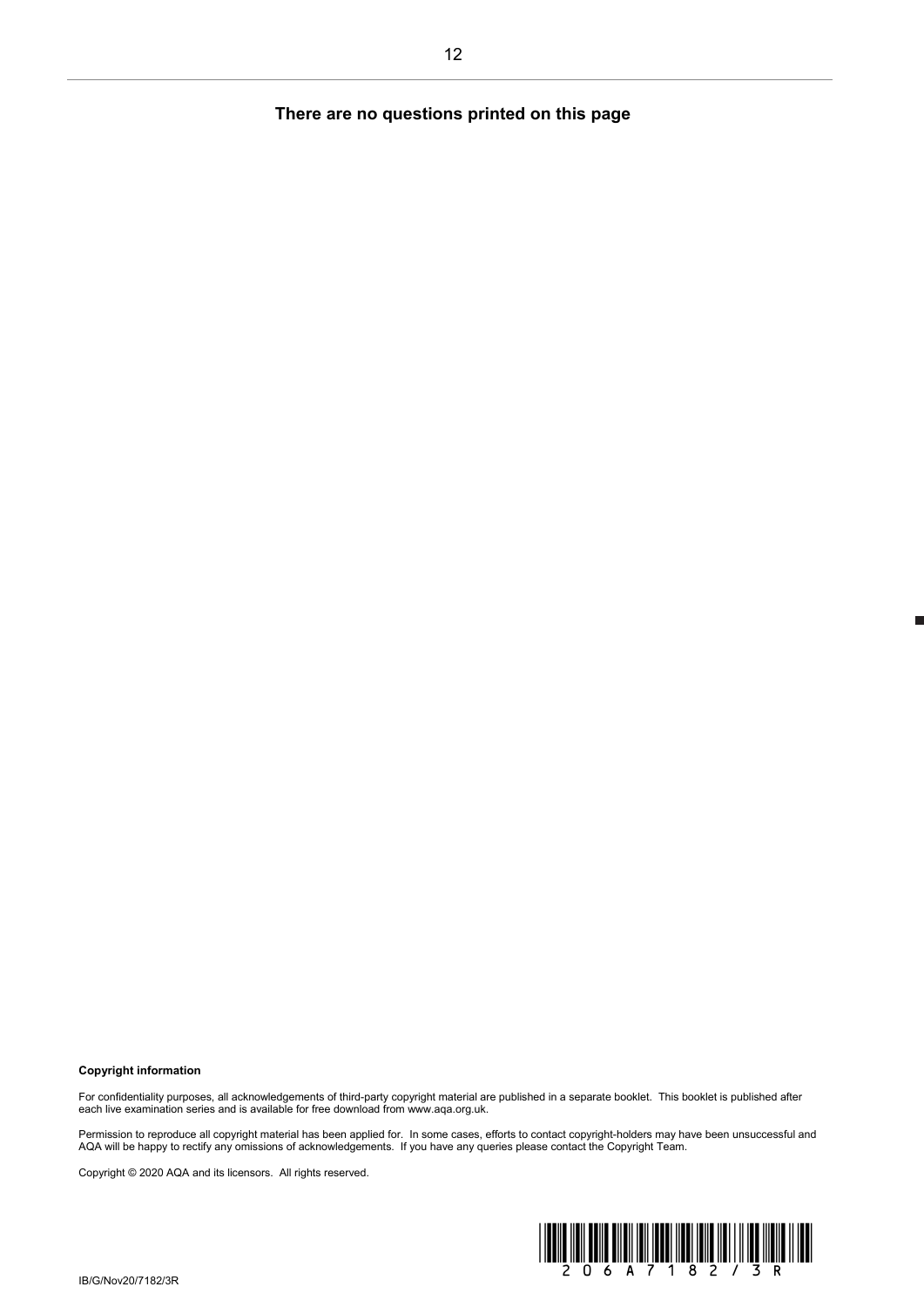**There are no questions printed on this page**

**Copyright information**

For confidentiality purposes, all acknowledgements of third-party copyright material are published in a separate booklet. This booklet is published after each live examination series and is available for free download from www.aqa.org.uk.

Permission to reproduce all copyright material has been applied for. In some cases, efforts to contact copyright-holders may have been unsuccessful and AQA will be happy to rectify any omissions of acknowledgements. If you have any queries please contact the Copyright Team.

Copyright © 2020 AQA and its licensors. All rights reserved.

IB/G/Nov20/7182/3R

2 0 6 A 7 1 8 2 / 3 R